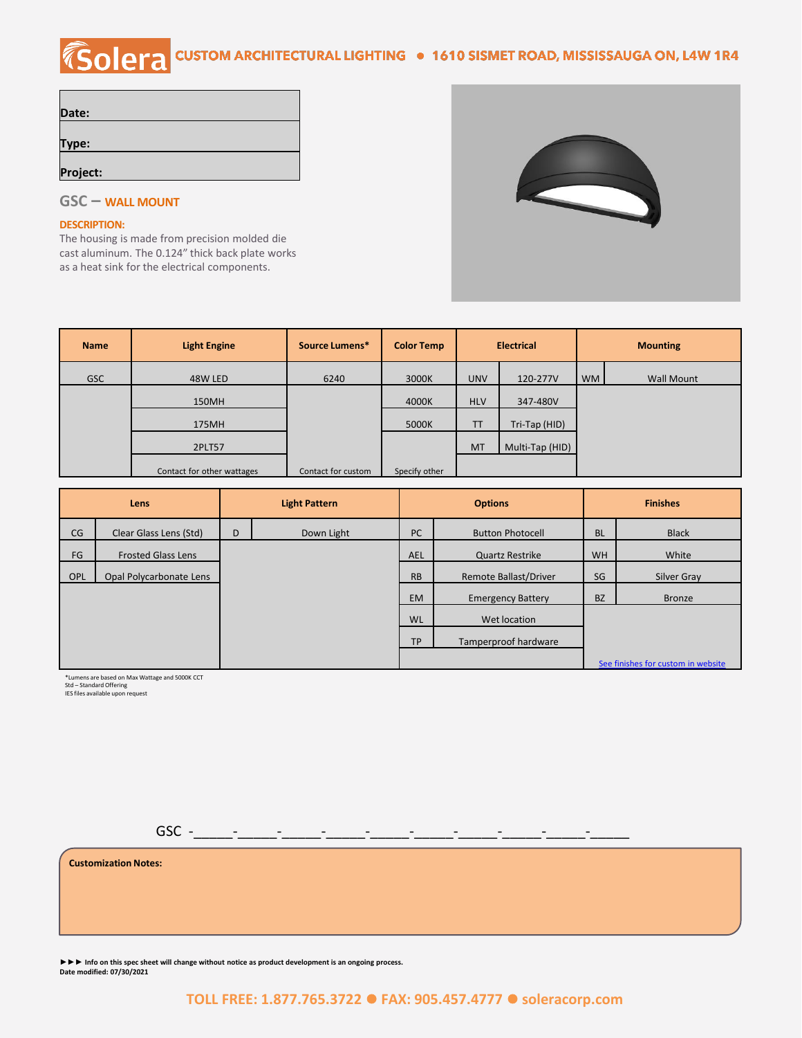**Solera** CUSTOM ARCHITECTURAL LIGHTING ● 1610 SISMET ROAD, MISSISSAUGA ON, L4W 1R4

| |
|---|
| **Date:** |
| **Type:** |
| **Project:** |

## GSC – WALL MOUNT

**DESCRIPTION:**

The housing is made from precision molded die cast aluminum. The 0.124" thick back plate works as a heat sink for the electrical components.

| Name | Light Engine | Source Lumens* | Color Temp | Electrical | | Mounting | |
|---|---|---|---|---|---|---|---|
| GSC | 48W LED | 6240 | 3000K | UNV | 120-277V | WM | Wall Mount |
| | 150MH | | 4000K | HLV | 347-480V | | |
| | 175MH | | 5000K | TT | Tri-Tap (HID) | | |
| | 2PLT57 | | | MT | Multi-Tap (HID) | | |
| | Contact for other wattages | Contact for custom | Specify other | | | | |

| Lens | | Light Pattern | | Options | | Finishes | |
|---|---|---|---|---|---|---|---|
| CG | Clear Glass Lens (Std) | D | Down Light | PC | Button Photocell | BL | Black |
| FG | Frosted Glass Lens | | | AEL | Quartz Restrike | WH | White |
| OPL | Opal Polycarbonate Lens | | | RB | Remote Ballast/Driver | SG | Silver Gray |
| | | | | EM | Emergency Battery | BZ | Bronze |
| | | | | WL | Wet location | | |
| | | | | TP | Tamperproof hardware | | |
| | | | | | | | See finishes for custom in website |

*Lumens are based on Max Wattage and 5000K CCT
Std – Standard Offering
IES files available upon request

GSC -\_\_\_\_\_-\_\_\_\_\_-\_\_\_\_\_-\_\_\_\_\_-\_\_\_\_\_-\_\_\_\_\_-\_\_\_\_\_-\_\_\_\_\_-\_\_\_\_\_-\_\_\_\_\_

**Customization Notes:**

►►► **Info on this spec sheet will change without notice as product development is an ongoing process.**
**Date modified: 07/30/2021**

TOLL FREE: 1.877.765.3722 ● FAX: 905.457.4777 ● soleracorp.com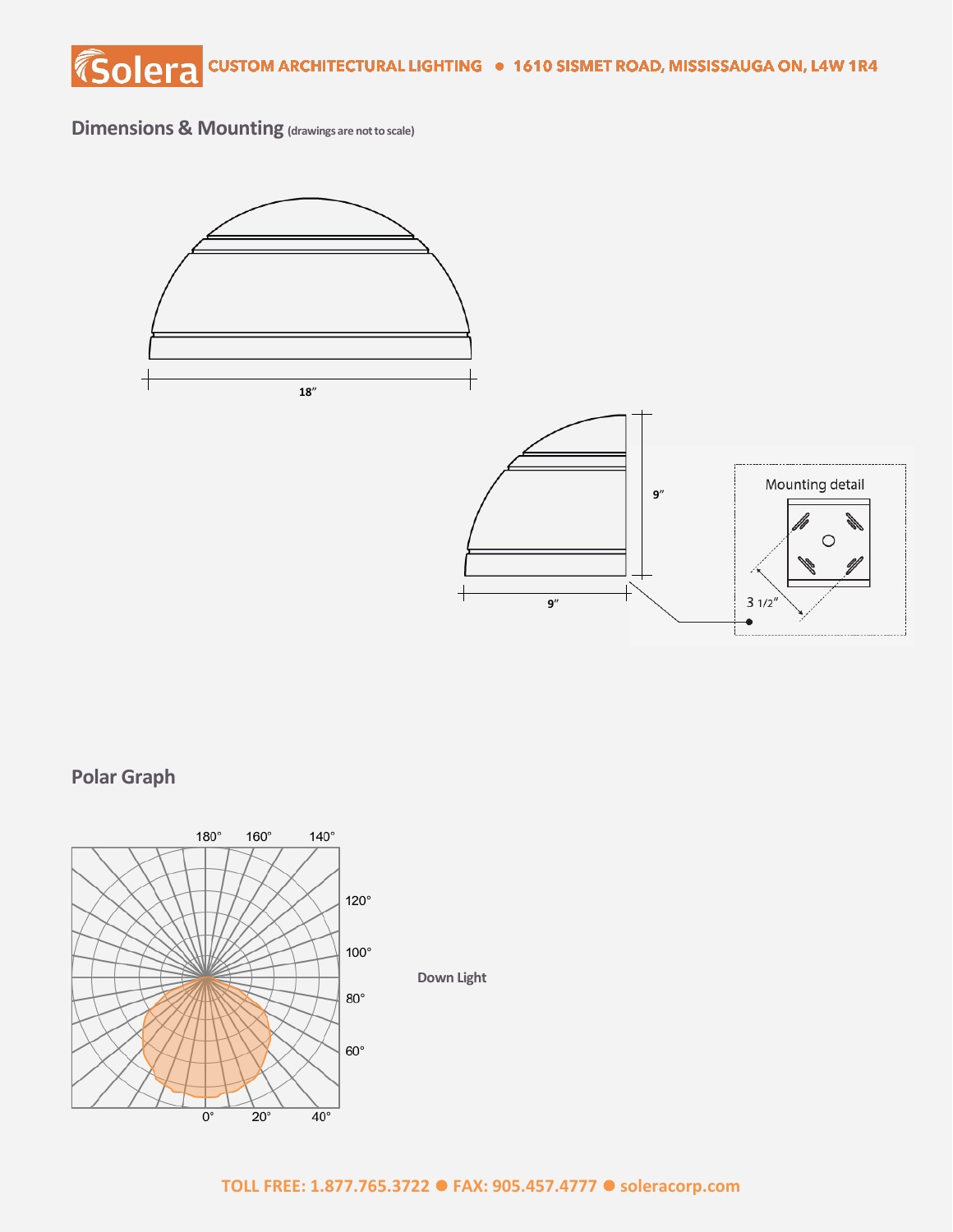## Dimensions & Mounting (drawings are not to scale)

18″

9″

9″

Mounting detail

3 1/2″

## Polar Graph

180° 160° 140°

120°

100°

80°

60°

0° 20° 40°

Down Light